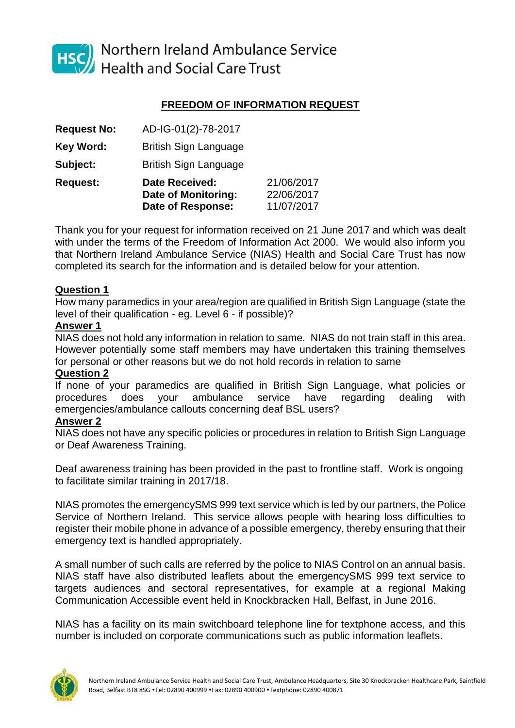Northern Ireland Ambulance Service
Health and Social Care Trust

## FREEDOM OF INFORMATION REQUEST

| | | |
|---|---|---|
| **Request No:** | AD-IG-01(2)-78-2017 | |
| **Key Word:** | British Sign Language | |
| **Subject:** | British Sign Language | |
| **Request:** | **Date Received:** | 21/06/2017 |
| | **Date of Monitoring:** | 22/06/2017 |
| | **Date of Response:** | 11/07/2017 |

Thank you for your request for information received on 21 June 2017 and which was dealt with under the terms of the Freedom of Information Act 2000. We would also inform you that Northern Ireland Ambulance Service (NIAS) Health and Social Care Trust has now completed its search for the information and is detailed below for your attention.

**Question 1**

How many paramedics in your area/region are qualified in British Sign Language (state the level of their qualification - eg. Level 6 - if possible)?

**Answer 1**

NIAS does not hold any information in relation to same. NIAS do not train staff in this area. However potentially some staff members may have undertaken this training themselves for personal or other reasons but we do not hold records in relation to same

**Question 2**

If none of your paramedics are qualified in British Sign Language, what policies or procedures does your ambulance service have regarding dealing with emergencies/ambulance callouts concerning deaf BSL users?

**Answer 2**

NIAS does not have any specific policies or procedures in relation to British Sign Language or Deaf Awareness Training.

Deaf awareness training has been provided in the past to frontline staff. Work is ongoing to facilitate similar training in 2017/18.

NIAS promotes the emergencySMS 999 text service which is led by our partners, the Police Service of Northern Ireland. This service allows people with hearing loss difficulties to register their mobile phone in advance of a possible emergency, thereby ensuring that their emergency text is handled appropriately.

A small number of such calls are referred by the police to NIAS Control on an annual basis. NIAS staff have also distributed leaflets about the emergencySMS 999 text service to targets audiences and sectoral representatives, for example at a regional Making Communication Accessible event held in Knockbracken Hall, Belfast, in June 2016.

NIAS has a facility on its main switchboard telephone line for textphone access, and this number is included on corporate communications such as public information leaflets.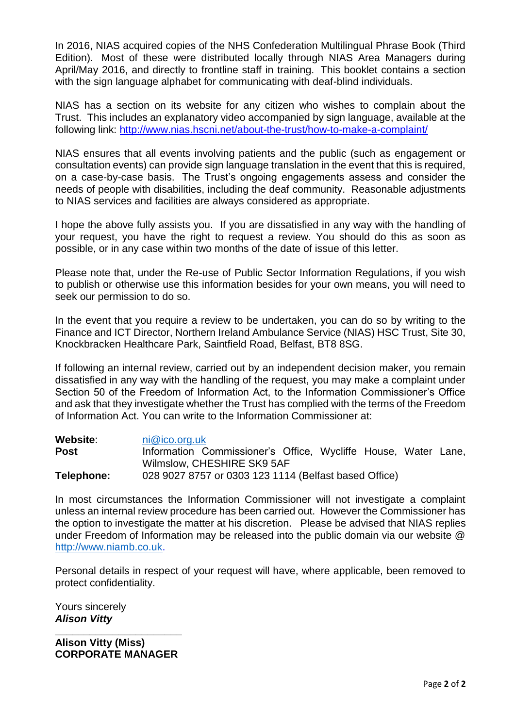In 2016, NIAS acquired copies of the NHS Confederation Multilingual Phrase Book (Third Edition). Most of these were distributed locally through NIAS Area Managers during April/May 2016, and directly to frontline staff in training. This booklet contains a section with the sign language alphabet for communicating with deaf-blind individuals.

NIAS has a section on its website for any citizen who wishes to complain about the Trust. This includes an explanatory video accompanied by sign language, available at the following link: http://www.nias.hscni.net/about-the-trust/how-to-make-a-complaint/

NIAS ensures that all events involving patients and the public (such as engagement or consultation events) can provide sign language translation in the event that this is required, on a case-by-case basis. The Trust's ongoing engagements assess and consider the needs of people with disabilities, including the deaf community. Reasonable adjustments to NIAS services and facilities are always considered as appropriate.

I hope the above fully assists you. If you are dissatisfied in any way with the handling of your request, you have the right to request a review. You should do this as soon as possible, or in any case within two months of the date of issue of this letter.

Please note that, under the Re-use of Public Sector Information Regulations, if you wish to publish or otherwise use this information besides for your own means, you will need to seek our permission to do so.

In the event that you require a review to be undertaken, you can do so by writing to the Finance and ICT Director, Northern Ireland Ambulance Service (NIAS) HSC Trust, Site 30, Knockbracken Healthcare Park, Saintfield Road, Belfast, BT8 8SG.

If following an internal review, carried out by an independent decision maker, you remain dissatisfied in any way with the handling of the request, you may make a complaint under Section 50 of the Freedom of Information Act, to the Information Commissioner's Office and ask that they investigate whether the Trust has complied with the terms of the Freedom of Information Act. You can write to the Information Commissioner at:

| | |
|---|---|
| **Website**: | ni@ico.org.uk |
| **Post** | Information Commissioner's Office, Wycliffe House, Water Lane, Wilmslow, CHESHIRE SK9 5AF |
| **Telephone:** | 028 9027 8757 or 0303 123 1114 (Belfast based Office) |

In most circumstances the Information Commissioner will not investigate a complaint unless an internal review procedure has been carried out. However the Commissioner has the option to investigate the matter at his discretion. Please be advised that NIAS replies under Freedom of Information may be released into the public domain via our website @ http://www.niamb.co.uk.

Personal details in respect of your request will have, where applicable, been removed to protect confidentiality.

Yours sincerely
***Alison Vitty***

______________________

**Alison Vitty (Miss)**
**CORPORATE MANAGER**